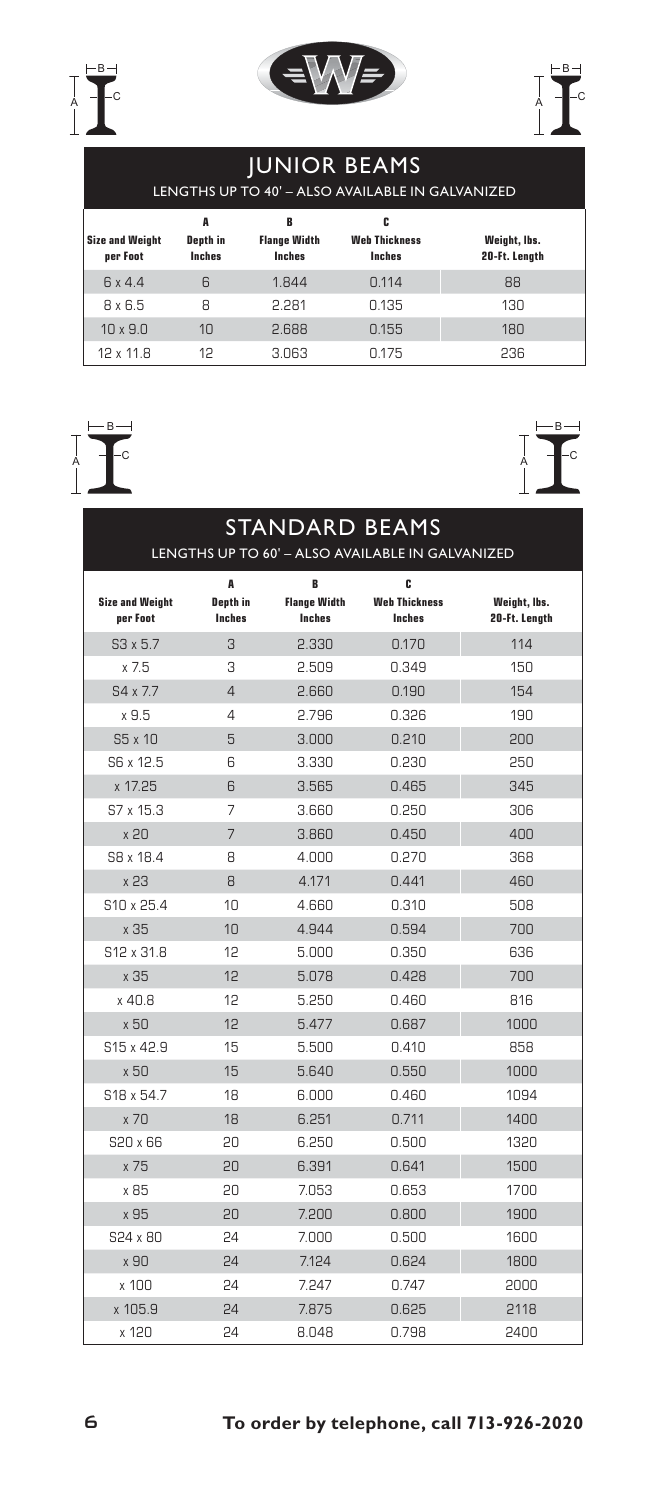# JUNIOR BEAMS

LENGTHS UP TO 40' – ALSO AVAILABLE IN GALVANIZED

| Size and Weight per Foot | A Depth in Inches | B Flange Width Inches | C Web Thickness Inches | Weight, lbs. 20-Ft. Length |
|---|---|---|---|---|
| 6 x 4.4 | 6 | 1.844 | 0.114 | 88 |
| 8 x 6.5 | 8 | 2.281 | 0.135 | 130 |
| 10 x 9.0 | 10 | 2.688 | 0.155 | 180 |
| 12 x 11.8 | 12 | 3.063 | 0.175 | 236 |

# STANDARD BEAMS

LENGTHS UP TO 60' – ALSO AVAILABLE IN GALVANIZED

| Size and Weight per Foot | A Depth in Inches | B Flange Width Inches | C Web Thickness Inches | Weight, lbs. 20-Ft. Length |
|---|---|---|---|---|
| S3 x 5.7 | 3 | 2.330 | 0.170 | 114 |
| x 7.5 | 3 | 2.509 | 0.349 | 150 |
| S4 x 7.7 | 4 | 2.660 | 0.190 | 154 |
| x 9.5 | 4 | 2.796 | 0.326 | 190 |
| S5 x 10 | 5 | 3.000 | 0.210 | 200 |
| S6 x 12.5 | 6 | 3.330 | 0.230 | 250 |
| x 17.25 | 6 | 3.565 | 0.465 | 345 |
| S7 x 15.3 | 7 | 3.660 | 0.250 | 306 |
| x 20 | 7 | 3.860 | 0.450 | 400 |
| S8 x 18.4 | 8 | 4.000 | 0.270 | 368 |
| x 23 | 8 | 4.171 | 0.441 | 460 |
| S10 x 25.4 | 10 | 4.660 | 0.310 | 508 |
| x 35 | 10 | 4.944 | 0.594 | 700 |
| S12 x 31.8 | 12 | 5.000 | 0.350 | 636 |
| x 35 | 12 | 5.078 | 0.428 | 700 |
| x 40.8 | 12 | 5.250 | 0.460 | 816 |
| x 50 | 12 | 5.477 | 0.687 | 1000 |
| S15 x 42.9 | 15 | 5.500 | 0.410 | 858 |
| x 50 | 15 | 5.640 | 0.550 | 1000 |
| S18 x 54.7 | 18 | 6.000 | 0.460 | 1094 |
| x 70 | 18 | 6.251 | 0.711 | 1400 |
| S20 x 66 | 20 | 6.250 | 0.500 | 1320 |
| x 75 | 20 | 6.391 | 0.641 | 1500 |
| x 85 | 20 | 7.053 | 0.653 | 1700 |
| x 95 | 20 | 7.200 | 0.800 | 1900 |
| S24 x 80 | 24 | 7.000 | 0.500 | 1600 |
| x 90 | 24 | 7.124 | 0.624 | 1800 |
| x 100 | 24 | 7.247 | 0.747 | 2000 |
| x 105.9 | 24 | 7.875 | 0.625 | 2118 |
| x 120 | 24 | 8.048 | 0.798 | 2400 |

**To order by telephone, call 713-926-2020**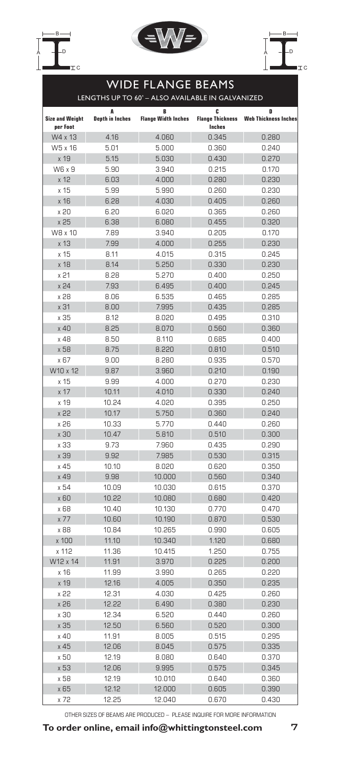# WIDE FLANGE BEAMS

LENGTHS UP TO 60' – ALSO AVAILABLE IN GALVANIZED

| Size and Weight per Foot | A Depth in Inches | B Flange Width Inches | C Flange Thickness Inches | D Web Thickness Inches |
|---|---|---|---|---|
| W4 x 13 | 4.16 | 4.060 | 0.345 | 0.280 |
| W5 x 16 | 5.01 | 5.000 | 0.360 | 0.240 |
| x 19 | 5.15 | 5.030 | 0.430 | 0.270 |
| W6 x 9 | 5.90 | 3.940 | 0.215 | 0.170 |
| x 12 | 6.03 | 4.000 | 0.280 | 0.230 |
| x 15 | 5.99 | 5.990 | 0.260 | 0.230 |
| x 16 | 6.28 | 4.030 | 0.405 | 0.260 |
| x 20 | 6.20 | 6.020 | 0.365 | 0.260 |
| x 25 | 6.38 | 6.080 | 0.455 | 0.320 |
| W8 x 10 | 7.89 | 3.940 | 0.205 | 0.170 |
| x 13 | 7.99 | 4.000 | 0.255 | 0.230 |
| x 15 | 8.11 | 4.015 | 0.315 | 0.245 |
| x 18 | 8.14 | 5.250 | 0.330 | 0.230 |
| x 21 | 8.28 | 5.270 | 0.400 | 0.250 |
| x 24 | 7.93 | 6.495 | 0.400 | 0.245 |
| x 28 | 8.06 | 6.535 | 0.465 | 0.285 |
| x 31 | 8.00 | 7.995 | 0.435 | 0.285 |
| x 35 | 8.12 | 8.020 | 0.495 | 0.310 |
| x 40 | 8.25 | 8.070 | 0.560 | 0.360 |
| x 48 | 8.50 | 8.110 | 0.685 | 0.400 |
| x 58 | 8.75 | 8.220 | 0.810 | 0.510 |
| x 67 | 9.00 | 8.280 | 0.935 | 0.570 |
| W10 x 12 | 9.87 | 3.960 | 0.210 | 0.190 |
| x 15 | 9.99 | 4.000 | 0.270 | 0.230 |
| x 17 | 10.11 | 4.010 | 0.330 | 0.240 |
| x 19 | 10.24 | 4.020 | 0.395 | 0.250 |
| x 22 | 10.17 | 5.750 | 0.360 | 0.240 |
| x 26 | 10.33 | 5.770 | 0.440 | 0.260 |
| x 30 | 10.47 | 5.810 | 0.510 | 0.300 |
| x 33 | 9.73 | 7.960 | 0.435 | 0.290 |
| x 39 | 9.92 | 7.985 | 0.530 | 0.315 |
| x 45 | 10.10 | 8.020 | 0.620 | 0.350 |
| x 49 | 9.98 | 10.000 | 0.560 | 0.340 |
| x 54 | 10.09 | 10.030 | 0.615 | 0.370 |
| x 60 | 10.22 | 10.080 | 0.680 | 0.420 |
| x 68 | 10.40 | 10.130 | 0.770 | 0.470 |
| x 77 | 10.60 | 10.190 | 0.870 | 0.530 |
| x 88 | 10.84 | 10.265 | 0.990 | 0.605 |
| x 100 | 11.10 | 10.340 | 1.120 | 0.680 |
| x 112 | 11.36 | 10.415 | 1.250 | 0.755 |
| W12 x 14 | 11.91 | 3.970 | 0.225 | 0.200 |
| x 16 | 11.99 | 3.990 | 0.265 | 0.220 |
| x 19 | 12.16 | 4.005 | 0.350 | 0.235 |
| x 22 | 12.31 | 4.030 | 0.425 | 0.260 |
| x 26 | 12.22 | 6.490 | 0.380 | 0.230 |
| x 30 | 12.34 | 6.520 | 0.440 | 0.260 |
| x 35 | 12.50 | 6.560 | 0.520 | 0.300 |
| x 40 | 11.91 | 8.005 | 0.515 | 0.295 |
| x 45 | 12.06 | 8.045 | 0.575 | 0.335 |
| x 50 | 12.19 | 8.080 | 0.640 | 0.370 |
| x 53 | 12.06 | 9.995 | 0.575 | 0.345 |
| x 58 | 12.19 | 10.010 | 0.640 | 0.360 |
| x 65 | 12.12 | 12.000 | 0.605 | 0.390 |
| x 72 | 12.25 | 12.040 | 0.670 | 0.430 |

OTHER SIZES OF BEAMS ARE PRODUCED – PLEASE INQUIRE FOR MORE INFORMATION

**To order online, email info@whittingtonsteel.com**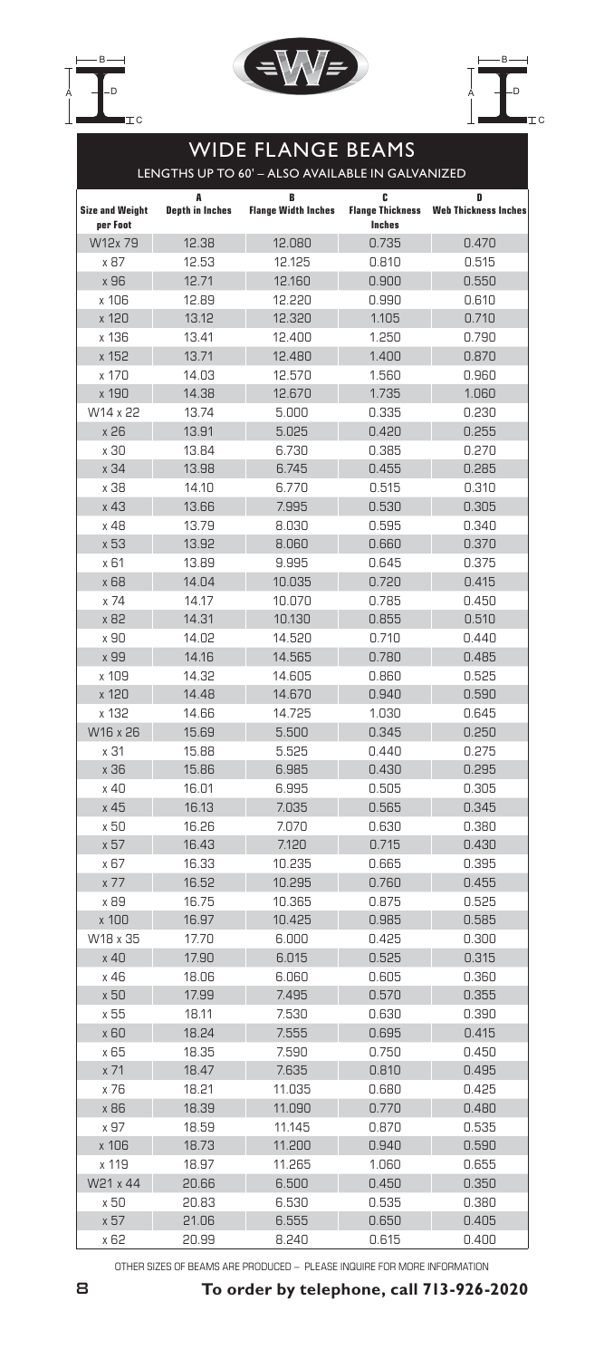# WIDE FLANGE BEAMS

LENGTHS UP TO 60' – ALSO AVAILABLE IN GALVANIZED

| Size and Weight per Foot | A Depth in Inches | B Flange Width Inches | C Flange Thickness Inches | D Web Thickness Inches |
|---|---|---|---|---|
| W12x 79 | 12.38 | 12.080 | 0.735 | 0.470 |
| x 87 | 12.53 | 12.125 | 0.810 | 0.515 |
| x 96 | 12.71 | 12.160 | 0.900 | 0.550 |
| x 106 | 12.89 | 12.220 | 0.990 | 0.610 |
| x 120 | 13.12 | 12.320 | 1.105 | 0.710 |
| x 136 | 13.41 | 12.400 | 1.250 | 0.790 |
| x 152 | 13.71 | 12.480 | 1.400 | 0.870 |
| x 170 | 14.03 | 12.570 | 1.560 | 0.960 |
| x 190 | 14.38 | 12.670 | 1.735 | 1.060 |
| W14 x 22 | 13.74 | 5.000 | 0.335 | 0.230 |
| x 26 | 13.91 | 5.025 | 0.420 | 0.255 |
| x 30 | 13.84 | 6.730 | 0.385 | 0.270 |
| x 34 | 13.98 | 6.745 | 0.455 | 0.285 |
| x 38 | 14.10 | 6.770 | 0.515 | 0.310 |
| x 43 | 13.66 | 7.995 | 0.530 | 0.305 |
| x 48 | 13.79 | 8.030 | 0.595 | 0.340 |
| x 53 | 13.92 | 8.060 | 0.660 | 0.370 |
| x 61 | 13.89 | 9.995 | 0.645 | 0.375 |
| x 68 | 14.04 | 10.035 | 0.720 | 0.415 |
| x 74 | 14.17 | 10.070 | 0.785 | 0.450 |
| x 82 | 14.31 | 10.130 | 0.855 | 0.510 |
| x 90 | 14.02 | 14.520 | 0.710 | 0.440 |
| x 99 | 14.16 | 14.565 | 0.780 | 0.485 |
| x 109 | 14.32 | 14.605 | 0.860 | 0.525 |
| x 120 | 14.48 | 14.670 | 0.940 | 0.590 |
| x 132 | 14.66 | 14.725 | 1.030 | 0.645 |
| W16 x 26 | 15.69 | 5.500 | 0.345 | 0.250 |
| x 31 | 15.88 | 5.525 | 0.440 | 0.275 |
| x 36 | 15.86 | 6.985 | 0.430 | 0.295 |
| x 40 | 16.01 | 6.995 | 0.505 | 0.305 |
| x 45 | 16.13 | 7.035 | 0.565 | 0.345 |
| x 50 | 16.26 | 7.070 | 0.630 | 0.380 |
| x 57 | 16.43 | 7.120 | 0.715 | 0.430 |
| x 67 | 16.33 | 10.235 | 0.665 | 0.395 |
| x 77 | 16.52 | 10.295 | 0.760 | 0.455 |
| x 89 | 16.75 | 10.365 | 0.875 | 0.525 |
| x 100 | 16.97 | 10.425 | 0.985 | 0.585 |
| W18 x 35 | 17.70 | 6.000 | 0.425 | 0.300 |
| x 40 | 17.90 | 6.015 | 0.525 | 0.315 |
| x 46 | 18.06 | 6.060 | 0.605 | 0.360 |
| x 50 | 17.99 | 7.495 | 0.570 | 0.355 |
| x 55 | 18.11 | 7.530 | 0.630 | 0.390 |
| x 60 | 18.24 | 7.555 | 0.695 | 0.415 |
| x 65 | 18.35 | 7.590 | 0.750 | 0.450 |
| x 71 | 18.47 | 7.635 | 0.810 | 0.495 |
| x 76 | 18.21 | 11.035 | 0.680 | 0.425 |
| x 86 | 18.39 | 11.090 | 0.770 | 0.480 |
| x 97 | 18.59 | 11.145 | 0.870 | 0.535 |
| x 106 | 18.73 | 11.200 | 0.940 | 0.590 |
| x 119 | 18.97 | 11.265 | 1.060 | 0.655 |
| W21 x 44 | 20.66 | 6.500 | 0.450 | 0.350 |
| x 50 | 20.83 | 6.530 | 0.535 | 0.380 |
| x 57 | 21.06 | 6.555 | 0.650 | 0.405 |
| x 62 | 20.99 | 8.240 | 0.615 | 0.400 |

OTHER SIZES OF BEAMS ARE PRODUCED – PLEASE INQUIRE FOR MORE INFORMATION

**To order by telephone, call 713-926-2020**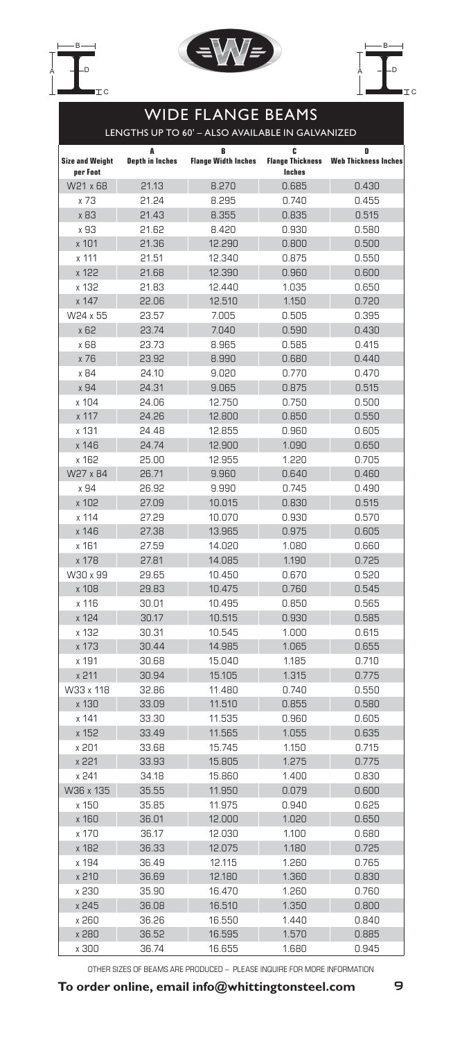# WIDE FLANGE BEAMS

LENGTHS UP TO 60' – ALSO AVAILABLE IN GALVANIZED

| Size and Weight per Foot | A Depth in Inches | B Flange Width Inches | C Flange Thickness Inches | D Web Thickness Inches |
|---|---|---|---|---|
| W21 x 68 | 21.13 | 8.270 | 0.685 | 0.430 |
| x 73 | 21.24 | 8.295 | 0.740 | 0.455 |
| x 83 | 21.43 | 8.355 | 0.835 | 0.515 |
| x 93 | 21.62 | 8.420 | 0.930 | 0.580 |
| x 101 | 21.36 | 12.290 | 0.800 | 0.500 |
| x 111 | 21.51 | 12.340 | 0.875 | 0.550 |
| x 122 | 21.68 | 12.390 | 0.960 | 0.600 |
| x 132 | 21.83 | 12.440 | 1.035 | 0.650 |
| x 147 | 22.06 | 12.510 | 1.150 | 0.720 |
| W24 x 55 | 23.57 | 7.005 | 0.505 | 0.395 |
| x 62 | 23.74 | 7.040 | 0.590 | 0.430 |
| x 68 | 23.73 | 8.965 | 0.585 | 0.415 |
| x 76 | 23.92 | 8.990 | 0.680 | 0.440 |
| x 84 | 24.10 | 9.020 | 0.770 | 0.470 |
| x 94 | 24.31 | 9.065 | 0.875 | 0.515 |
| x 104 | 24.06 | 12.750 | 0.750 | 0.500 |
| x 117 | 24.26 | 12.800 | 0.850 | 0.550 |
| x 131 | 24.48 | 12.855 | 0.960 | 0.605 |
| x 146 | 24.74 | 12.900 | 1.090 | 0.650 |
| x 162 | 25.00 | 12.955 | 1.220 | 0.705 |
| W27 x 84 | 26.71 | 9.960 | 0.640 | 0.460 |
| x 94 | 26.92 | 9.990 | 0.745 | 0.490 |
| x 102 | 27.09 | 10.015 | 0.830 | 0.515 |
| x 114 | 27.29 | 10.070 | 0.930 | 0.570 |
| x 146 | 27.38 | 13.965 | 0.975 | 0.605 |
| x 161 | 27.59 | 14.020 | 1.080 | 0.660 |
| x 178 | 27.81 | 14.085 | 1.190 | 0.725 |
| W30 x 99 | 29.65 | 10.450 | 0.670 | 0.520 |
| x 108 | 29.83 | 10.475 | 0.760 | 0.545 |
| x 116 | 30.01 | 10.495 | 0.850 | 0.565 |
| x 124 | 30.17 | 10.515 | 0.930 | 0.585 |
| x 132 | 30.31 | 10.545 | 1.000 | 0.615 |
| x 173 | 30.44 | 14.985 | 1.065 | 0.655 |
| x 191 | 30.68 | 15.040 | 1.185 | 0.710 |
| x 211 | 30.94 | 15.105 | 1.315 | 0.775 |
| W33 x 118 | 32.86 | 11.480 | 0.740 | 0.550 |
| x 130 | 33.09 | 11.510 | 0.855 | 0.580 |
| x 141 | 33.30 | 11.535 | 0.960 | 0.605 |
| x 152 | 33.49 | 11.565 | 1.055 | 0.635 |
| x 201 | 33.68 | 15.745 | 1.150 | 0.715 |
| x 221 | 33.93 | 15.805 | 1.275 | 0.775 |
| x 241 | 34.18 | 15.860 | 1.400 | 0.830 |
| W36 x 135 | 35.55 | 11.950 | 0.079 | 0.600 |
| x 150 | 35.85 | 11.975 | 0.940 | 0.625 |
| x 160 | 36.01 | 12.000 | 1.020 | 0.650 |
| x 170 | 36.17 | 12.030 | 1.100 | 0.680 |
| x 182 | 36.33 | 12.075 | 1.180 | 0.725 |
| x 194 | 36.49 | 12.115 | 1.260 | 0.765 |
| x 210 | 36.69 | 12.180 | 1.360 | 0.830 |
| x 230 | 35.90 | 16.470 | 1.260 | 0.760 |
| x 245 | 36.08 | 16.510 | 1.350 | 0.800 |
| x 260 | 36.26 | 16.550 | 1.440 | 0.840 |
| x 280 | 36.52 | 16.595 | 1.570 | 0.885 |
| x 300 | 36.74 | 16.655 | 1.680 | 0.945 |

OTHER SIZES OF BEAMS ARE PRODUCED – PLEASE INQUIRE FOR MORE INFORMATION

**To order online, email info@whittingtonsteel.com**